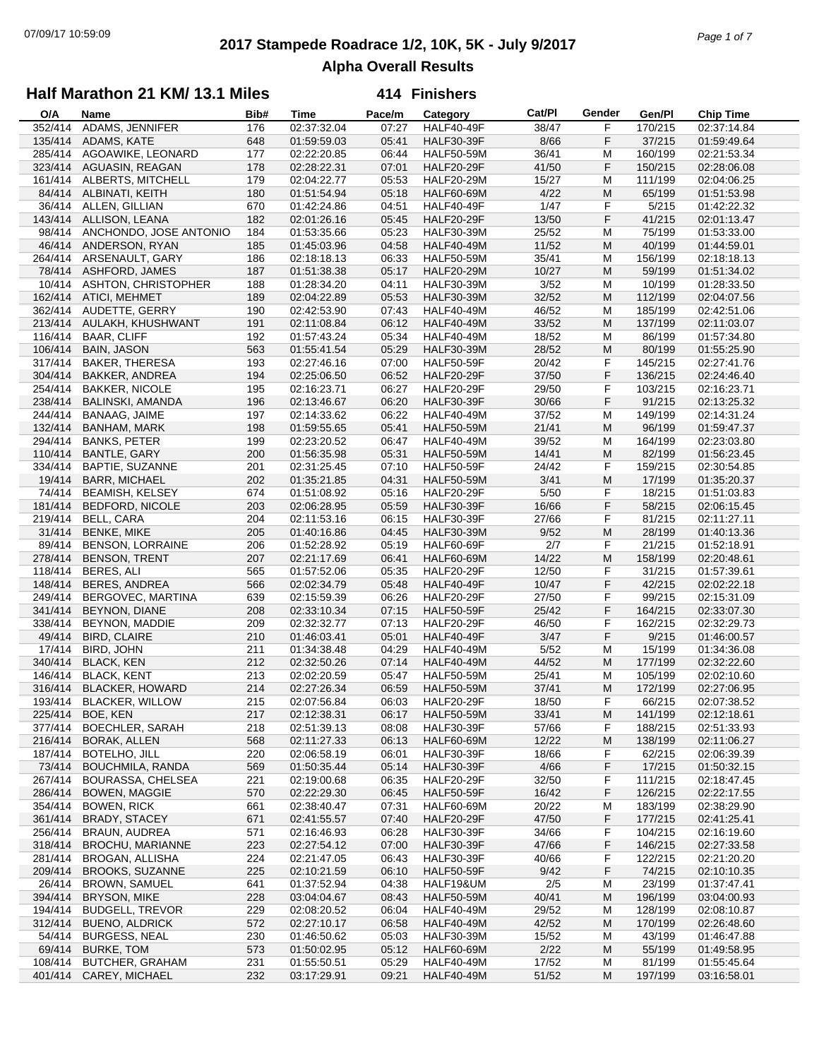# 2017 Stampede Roadrace 1/2, 10K, 5K - July 9/2017

## Alpha Overall Results

### Half Marathon 21 KM/ 13.1 Miles — 414 Finishers

| O/A | Name | Bib# | Time | Pace/m | Category | Cat/Pl | Gender | Gen/Pl | Chip Time |
|---|---|---|---|---|---|---|---|---|---|
| 352/414 | ADAMS, JENNIFER | 176 | 02:37:32.04 | 07:27 | HALF40-49F | 38/47 | F | 170/215 | 02:37:14.84 |
| 135/414 | ADAMS, KATE | 648 | 01:59:59.03 | 05:41 | HALF30-39F | 8/66 | F | 37/215 | 01:59:49.64 |
| 285/414 | AGOAWIKE, LEONARD | 177 | 02:22:20.85 | 06:44 | HALF50-59M | 36/41 | M | 160/199 | 02:21:53.34 |
| 323/414 | AGUASIN, REAGAN | 178 | 02:28:22.31 | 07:01 | HALF20-29F | 41/50 | F | 150/215 | 02:28:06.08 |
| 161/414 | ALBERTS, MITCHELL | 179 | 02:04:22.77 | 05:53 | HALF20-29M | 15/27 | M | 111/199 | 02:04:06.25 |
| 84/414 | ALBINATI, KEITH | 180 | 01:51:54.94 | 05:18 | HALF60-69M | 4/22 | M | 65/199 | 01:51:53.98 |
| 36/414 | ALLEN, GILLIAN | 670 | 01:42:24.86 | 04:51 | HALF40-49F | 1/47 | F | 5/215 | 01:42:22.32 |
| 143/414 | ALLISON, LEANA | 182 | 02:01:26.16 | 05:45 | HALF20-29F | 13/50 | F | 41/215 | 02:01:13.47 |
| 98/414 | ANCHONDO, JOSE ANTONIO | 184 | 01:53:35.66 | 05:23 | HALF30-39M | 25/52 | M | 75/199 | 01:53:33.00 |
| 46/414 | ANDERSON, RYAN | 185 | 01:45:03.96 | 04:58 | HALF40-49M | 11/52 | M | 40/199 | 01:44:59.01 |
| 264/414 | ARSENAULT, GARY | 186 | 02:18:18.13 | 06:33 | HALF50-59M | 35/41 | M | 156/199 | 02:18:18.13 |
| 78/414 | ASHFORD, JAMES | 187 | 01:51:38.38 | 05:17 | HALF20-29M | 10/27 | M | 59/199 | 01:51:34.02 |
| 10/414 | ASHTON, CHRISTOPHER | 188 | 01:28:34.20 | 04:11 | HALF30-39M | 3/52 | M | 10/199 | 01:28:33.50 |
| 162/414 | ATICI, MEHMET | 189 | 02:04:22.89 | 05:53 | HALF30-39M | 32/52 | M | 112/199 | 02:04:07.56 |
| 362/414 | AUDETTE, GERRY | 190 | 02:42:53.90 | 07:43 | HALF40-49M | 46/52 | M | 185/199 | 02:42:51.06 |
| 213/414 | AULAKH, KHUSHWANT | 191 | 02:11:08.84 | 06:12 | HALF40-49M | 33/52 | M | 137/199 | 02:11:03.07 |
| 116/414 | BAAR, CLIFF | 192 | 01:57:43.24 | 05:34 | HALF40-49M | 18/52 | M | 86/199 | 01:57:34.80 |
| 106/414 | BAIN, JASON | 563 | 01:55:41.54 | 05:29 | HALF30-39M | 28/52 | M | 80/199 | 01:55:25.90 |
| 317/414 | BAKER, THERESA | 193 | 02:27:46.16 | 07:00 | HALF50-59F | 20/42 | F | 145/215 | 02:27:41.76 |
| 304/414 | BAKKER, ANDREA | 194 | 02:25:06.50 | 06:52 | HALF20-29F | 37/50 | F | 136/215 | 02:24:46.40 |
| 254/414 | BAKKER, NICOLE | 195 | 02:16:23.71 | 06:27 | HALF20-29F | 29/50 | F | 103/215 | 02:16:23.71 |
| 238/414 | BALINSKI, AMANDA | 196 | 02:13:46.67 | 06:20 | HALF30-39F | 30/66 | F | 91/215 | 02:13:25.32 |
| 244/414 | BANAAG, JAIME | 197 | 02:14:33.62 | 06:22 | HALF40-49M | 37/52 | M | 149/199 | 02:14:31.24 |
| 132/414 | BANHAM, MARK | 198 | 01:59:55.65 | 05:41 | HALF50-59M | 21/41 | M | 96/199 | 01:59:47.37 |
| 294/414 | BANKS, PETER | 199 | 02:23:20.52 | 06:47 | HALF40-49M | 39/52 | M | 164/199 | 02:23:03.80 |
| 110/414 | BANTLE, GARY | 200 | 01:56:35.98 | 05:31 | HALF50-59M | 14/41 | M | 82/199 | 01:56:23.45 |
| 334/414 | BAPTIE, SUZANNE | 201 | 02:31:25.45 | 07:10 | HALF50-59F | 24/42 | F | 159/215 | 02:30:54.85 |
| 19/414 | BARR, MICHAEL | 202 | 01:35:21.85 | 04:31 | HALF50-59M | 3/41 | M | 17/199 | 01:35:20.37 |
| 74/414 | BEAMISH, KELSEY | 674 | 01:51:08.92 | 05:16 | HALF20-29F | 5/50 | F | 18/215 | 01:51:03.83 |
| 181/414 | BEDFORD, NICOLE | 203 | 02:06:28.95 | 05:59 | HALF30-39F | 16/66 | F | 58/215 | 02:06:15.45 |
| 219/414 | BELL, CARA | 204 | 02:11:53.16 | 06:15 | HALF30-39F | 27/66 | F | 81/215 | 02:11:27.11 |
| 31/414 | BENKE, MIKE | 205 | 01:40:16.86 | 04:45 | HALF30-39M | 9/52 | M | 28/199 | 01:40:13.36 |
| 89/414 | BENSON, LORRAINE | 206 | 01:52:28.92 | 05:19 | HALF60-69F | 2/7 | F | 21/215 | 01:52:18.91 |
| 278/414 | BENSON, TRENT | 207 | 02:21:17.69 | 06:41 | HALF60-69M | 14/22 | M | 158/199 | 02:20:48.61 |
| 118/414 | BERES, ALI | 565 | 01:57:52.06 | 05:35 | HALF20-29F | 12/50 | F | 31/215 | 01:57:39.61 |
| 148/414 | BERES, ANDREA | 566 | 02:02:34.79 | 05:48 | HALF40-49F | 10/47 | F | 42/215 | 02:02:22.18 |
| 249/414 | BERGOVEC, MARTINA | 639 | 02:15:59.39 | 06:26 | HALF20-29F | 27/50 | F | 99/215 | 02:15:31.09 |
| 341/414 | BEYNON, DIANE | 208 | 02:33:10.34 | 07:15 | HALF50-59F | 25/42 | F | 164/215 | 02:33:07.30 |
| 338/414 | BEYNON, MADDIE | 209 | 02:32:32.77 | 07:13 | HALF20-29F | 46/50 | F | 162/215 | 02:32:29.73 |
| 49/414 | BIRD, CLAIRE | 210 | 01:46:03.41 | 05:01 | HALF40-49F | 3/47 | F | 9/215 | 01:46:00.57 |
| 17/414 | BIRD, JOHN | 211 | 01:34:38.48 | 04:29 | HALF40-49M | 5/52 | M | 15/199 | 01:34:36.08 |
| 340/414 | BLACK, KEN | 212 | 02:32:50.26 | 07:14 | HALF40-49M | 44/52 | M | 177/199 | 02:32:22.60 |
| 146/414 | BLACK, KENT | 213 | 02:02:20.59 | 05:47 | HALF50-59M | 25/41 | M | 105/199 | 02:02:10.60 |
| 316/414 | BLACKER, HOWARD | 214 | 02:27:26.34 | 06:59 | HALF50-59M | 37/41 | M | 172/199 | 02:27:06.95 |
| 193/414 | BLACKER, WILLOW | 215 | 02:07:56.84 | 06:03 | HALF20-29F | 18/50 | F | 66/215 | 02:07:38.52 |
| 225/414 | BOE, KEN | 217 | 02:12:38.31 | 06:17 | HALF50-59M | 33/41 | M | 141/199 | 02:12:18.61 |
| 377/414 | BOECHLER, SARAH | 218 | 02:51:39.13 | 08:08 | HALF30-39F | 57/66 | F | 188/215 | 02:51:33.93 |
| 216/414 | BORAK, ALLEN | 568 | 02:11:27.33 | 06:13 | HALF60-69M | 12/22 | M | 138/199 | 02:11:06.27 |
| 187/414 | BOTELHO, JILL | 220 | 02:06:58.19 | 06:01 | HALF30-39F | 18/66 | F | 62/215 | 02:06:39.39 |
| 73/414 | BOUCHMILA, RANDA | 569 | 01:50:35.44 | 05:14 | HALF30-39F | 4/66 | F | 17/215 | 01:50:32.15 |
| 267/414 | BOURASSA, CHELSEA | 221 | 02:19:00.68 | 06:35 | HALF20-29F | 32/50 | F | 111/215 | 02:18:47.45 |
| 286/414 | BOWEN, MAGGIE | 570 | 02:22:29.30 | 06:45 | HALF50-59F | 16/42 | F | 126/215 | 02:22:17.55 |
| 354/414 | BOWEN, RICK | 661 | 02:38:40.47 | 07:31 | HALF60-69M | 20/22 | M | 183/199 | 02:38:29.90 |
| 361/414 | BRADY, STACEY | 671 | 02:41:55.57 | 07:40 | HALF20-29F | 47/50 | F | 177/215 | 02:41:25.41 |
| 256/414 | BRAUN, AUDREA | 571 | 02:16:46.93 | 06:28 | HALF30-39F | 34/66 | F | 104/215 | 02:16:19.60 |
| 318/414 | BROCHU, MARIANNE | 223 | 02:27:54.12 | 07:00 | HALF30-39F | 47/66 | F | 146/215 | 02:27:33.58 |
| 281/414 | BROGAN, ALLISHA | 224 | 02:21:47.05 | 06:43 | HALF30-39F | 40/66 | F | 122/215 | 02:21:20.20 |
| 209/414 | BROOKS, SUZANNE | 225 | 02:10:21.59 | 06:10 | HALF50-59F | 9/42 | F | 74/215 | 02:10:10.35 |
| 26/414 | BROWN, SAMUEL | 641 | 01:37:52.94 | 04:38 | HALF19&UM | 2/5 | M | 23/199 | 01:37:47.41 |
| 394/414 | BRYSON, MIKE | 228 | 03:04:04.67 | 08:43 | HALF50-59M | 40/41 | M | 196/199 | 03:04:00.93 |
| 194/414 | BUDGELL, TREVOR | 229 | 02:08:20.52 | 06:04 | HALF40-49M | 29/52 | M | 128/199 | 02:08:10.87 |
| 312/414 | BUENO, ALDRICK | 572 | 02:27:10.17 | 06:58 | HALF40-49M | 42/52 | M | 170/199 | 02:26:48.60 |
| 54/414 | BURGESS, NEAL | 230 | 01:46:50.62 | 05:03 | HALF30-39M | 15/52 | M | 43/199 | 01:46:47.88 |
| 69/414 | BURKE, TOM | 573 | 01:50:02.95 | 05:12 | HALF60-69M | 2/22 | M | 55/199 | 01:49:58.95 |
| 108/414 | BUTCHER, GRAHAM | 231 | 01:55:50.51 | 05:29 | HALF40-49M | 17/52 | M | 81/199 | 01:55:45.64 |
| 401/414 | CAREY, MICHAEL | 232 | 03:17:29.91 | 09:21 | HALF40-49M | 51/52 | M | 197/199 | 03:16:58.01 |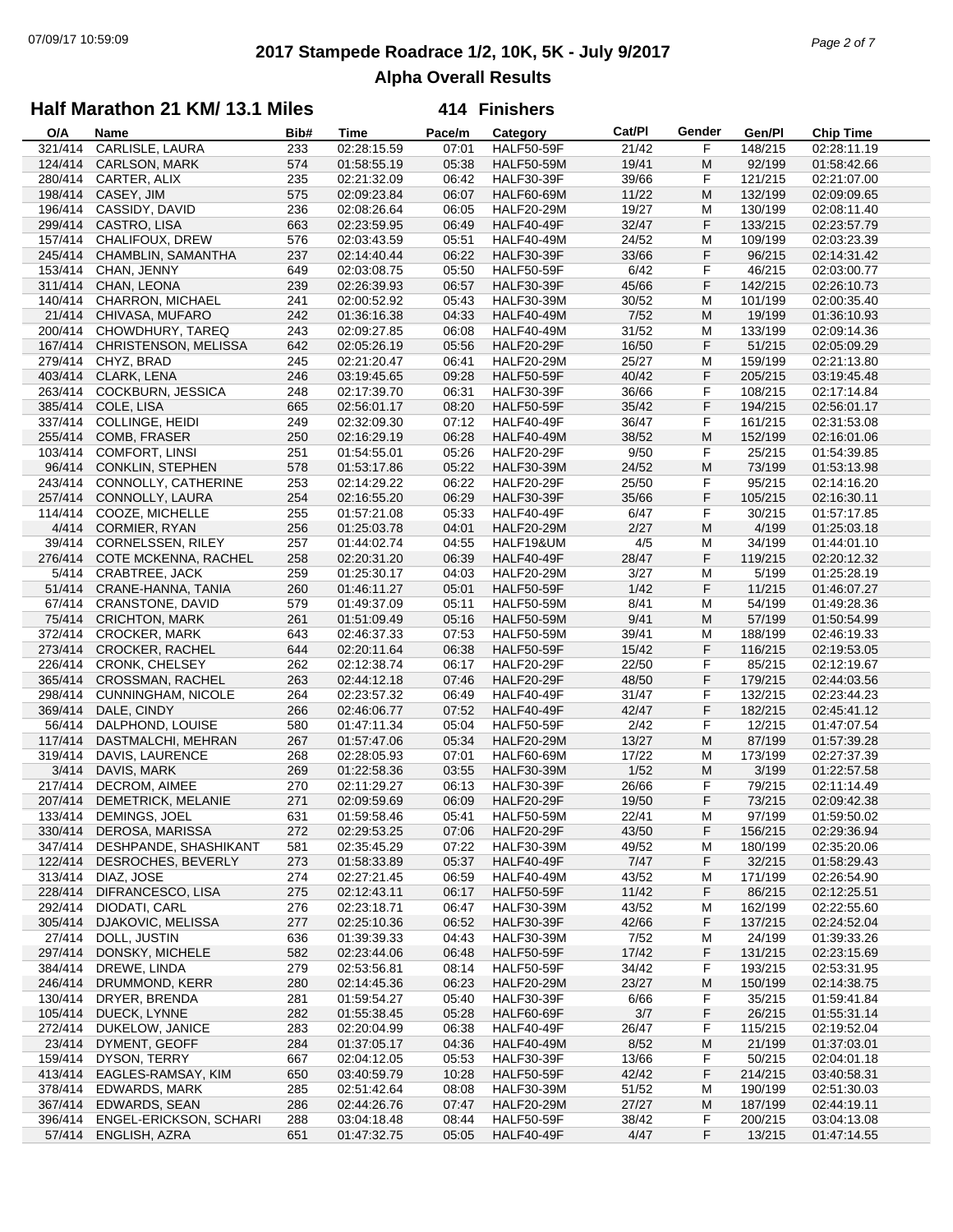# 2017 Stampede Roadrace 1/2, 10K, 5K - July 9/2017

## Alpha Overall Results

### Half Marathon 21 KM/ 13.1 Miles — 414 Finishers

| O/A | Name | Bib# | Time | Pace/m | Category | Cat/Pl | Gender | Gen/Pl | Chip Time |
|---|---|---|---|---|---|---|---|---|---|
| 321/414 | CARLISLE, LAURA | 233 | 02:28:15.59 | 07:01 | HALF50-59F | 21/42 | F | 148/215 | 02:28:11.19 |
| 124/414 | CARLSON, MARK | 574 | 01:58:55.19 | 05:38 | HALF50-59M | 19/41 | M | 92/199 | 01:58:42.66 |
| 280/414 | CARTER, ALIX | 235 | 02:21:32.09 | 06:42 | HALF30-39F | 39/66 | F | 121/215 | 02:21:07.00 |
| 198/414 | CASEY, JIM | 575 | 02:09:23.84 | 06:07 | HALF60-69M | 11/22 | M | 132/199 | 02:09:09.65 |
| 196/414 | CASSIDY, DAVID | 236 | 02:08:26.64 | 06:05 | HALF20-29M | 19/27 | M | 130/199 | 02:08:11.40 |
| 299/414 | CASTRO, LISA | 663 | 02:23:59.95 | 06:49 | HALF40-49F | 32/47 | F | 133/215 | 02:23:57.79 |
| 157/414 | CHALIFOUX, DREW | 576 | 02:03:43.59 | 05:51 | HALF40-49M | 24/52 | M | 109/199 | 02:03:23.39 |
| 245/414 | CHAMBLIN, SAMANTHA | 237 | 02:14:40.44 | 06:22 | HALF30-39F | 33/66 | F | 96/215 | 02:14:31.42 |
| 153/414 | CHAN, JENNY | 649 | 02:03:08.75 | 05:50 | HALF50-59F | 6/42 | F | 46/215 | 02:03:00.77 |
| 311/414 | CHAN, LEONA | 239 | 02:26:39.93 | 06:57 | HALF30-39F | 45/66 | F | 142/215 | 02:26:10.73 |
| 140/414 | CHARRON, MICHAEL | 241 | 02:00:52.92 | 05:43 | HALF30-39M | 30/52 | M | 101/199 | 02:00:35.40 |
| 21/414 | CHIVASA, MUFARO | 242 | 01:36:16.38 | 04:33 | HALF40-49M | 7/52 | M | 19/199 | 01:36:10.93 |
| 200/414 | CHOWDHURY, TAREQ | 243 | 02:09:27.85 | 06:08 | HALF40-49M | 31/52 | M | 133/199 | 02:09:14.36 |
| 167/414 | CHRISTENSON, MELISSA | 642 | 02:05:26.19 | 05:56 | HALF20-29F | 16/50 | F | 51/215 | 02:05:09.29 |
| 279/414 | CHYZ, BRAD | 245 | 02:21:20.47 | 06:41 | HALF20-29M | 25/27 | M | 159/199 | 02:21:13.80 |
| 403/414 | CLARK, LENA | 246 | 03:19:45.65 | 09:28 | HALF50-59F | 40/42 | F | 205/215 | 03:19:45.48 |
| 263/414 | COCKBURN, JESSICA | 248 | 02:17:39.70 | 06:31 | HALF30-39F | 36/66 | F | 108/215 | 02:17:14.84 |
| 385/414 | COLE, LISA | 665 | 02:56:01.17 | 08:20 | HALF50-59F | 35/42 | F | 194/215 | 02:56:01.17 |
| 337/414 | COLLINGE, HEIDI | 249 | 02:32:09.30 | 07:12 | HALF40-49F | 36/47 | F | 161/215 | 02:31:53.08 |
| 255/414 | COMB, FRASER | 250 | 02:16:29.19 | 06:28 | HALF40-49M | 38/52 | M | 152/199 | 02:16:01.06 |
| 103/414 | COMFORT, LINSI | 251 | 01:54:55.01 | 05:26 | HALF20-29F | 9/50 | F | 25/215 | 01:54:39.85 |
| 96/414 | CONKLIN, STEPHEN | 578 | 01:53:17.86 | 05:22 | HALF30-39M | 24/52 | M | 73/199 | 01:53:13.98 |
| 243/414 | CONNOLLY, CATHERINE | 253 | 02:14:29.22 | 06:22 | HALF20-29F | 25/50 | F | 95/215 | 02:14:16.20 |
| 257/414 | CONNOLLY, LAURA | 254 | 02:16:55.20 | 06:29 | HALF30-39F | 35/66 | F | 105/215 | 02:16:30.11 |
| 114/414 | COOZE, MICHELLE | 255 | 01:57:21.08 | 05:33 | HALF40-49F | 6/47 | F | 30/215 | 01:57:17.85 |
| 4/414 | CORMIER, RYAN | 256 | 01:25:03.78 | 04:01 | HALF20-29M | 2/27 | M | 4/199 | 01:25:03.18 |
| 39/414 | CORNELSSEN, RILEY | 257 | 01:44:02.74 | 04:55 | HALF19&UM | 4/5 | M | 34/199 | 01:44:01.10 |
| 276/414 | COTE MCKENNA, RACHEL | 258 | 02:20:31.20 | 06:39 | HALF40-49F | 28/47 | F | 119/215 | 02:20:12.32 |
| 5/414 | CRABTREE, JACK | 259 | 01:25:30.17 | 04:03 | HALF20-29M | 3/27 | M | 5/199 | 01:25:28.19 |
| 51/414 | CRANE-HANNA, TANIA | 260 | 01:46:11.27 | 05:01 | HALF50-59F | 1/42 | F | 11/215 | 01:46:07.27 |
| 67/414 | CRANSTONE, DAVID | 579 | 01:49:37.09 | 05:11 | HALF50-59M | 8/41 | M | 54/199 | 01:49:28.36 |
| 75/414 | CRICHTON, MARK | 261 | 01:51:09.49 | 05:16 | HALF50-59M | 9/41 | M | 57/199 | 01:50:54.99 |
| 372/414 | CROCKER, MARK | 643 | 02:46:37.33 | 07:53 | HALF50-59M | 39/41 | M | 188/199 | 02:46:19.33 |
| 273/414 | CROCKER, RACHEL | 644 | 02:20:11.64 | 06:38 | HALF50-59F | 15/42 | F | 116/215 | 02:19:53.05 |
| 226/414 | CRONK, CHELSEY | 262 | 02:12:38.74 | 06:17 | HALF20-29F | 22/50 | F | 85/215 | 02:12:19.67 |
| 365/414 | CROSSMAN, RACHEL | 263 | 02:44:12.18 | 07:46 | HALF20-29F | 48/50 | F | 179/215 | 02:44:03.56 |
| 298/414 | CUNNINGHAM, NICOLE | 264 | 02:23:57.32 | 06:49 | HALF40-49F | 31/47 | F | 132/215 | 02:23:44.23 |
| 369/414 | DALE, CINDY | 266 | 02:46:06.77 | 07:52 | HALF40-49F | 42/47 | F | 182/215 | 02:45:41.12 |
| 56/414 | DALPHOND, LOUISE | 580 | 01:47:11.34 | 05:04 | HALF50-59F | 2/42 | F | 12/215 | 01:47:07.54 |
| 117/414 | DASTMALCHI, MEHRAN | 267 | 01:57:47.06 | 05:34 | HALF20-29M | 13/27 | M | 87/199 | 01:57:39.28 |
| 319/414 | DAVIS, LAURENCE | 268 | 02:28:05.93 | 07:01 | HALF60-69M | 17/22 | M | 173/199 | 02:27:37.39 |
| 3/414 | DAVIS, MARK | 269 | 01:22:58.36 | 03:55 | HALF30-39M | 1/52 | M | 3/199 | 01:22:57.58 |
| 217/414 | DECROM, AIMEE | 270 | 02:11:29.27 | 06:13 | HALF30-39F | 26/66 | F | 79/215 | 02:11:14.49 |
| 207/414 | DEMETRICK, MELANIE | 271 | 02:09:59.69 | 06:09 | HALF20-29F | 19/50 | F | 73/215 | 02:09:42.38 |
| 133/414 | DEMINGS, JOEL | 631 | 01:59:58.46 | 05:41 | HALF50-59M | 22/41 | M | 97/199 | 01:59:50.02 |
| 330/414 | DEROSA, MARISSA | 272 | 02:29:53.25 | 07:06 | HALF20-29F | 43/50 | F | 156/215 | 02:29:36.94 |
| 347/414 | DESHPANDE, SHASHIKANT | 581 | 02:35:45.29 | 07:22 | HALF30-39M | 49/52 | M | 180/199 | 02:35:20.06 |
| 122/414 | DESROCHES, BEVERLY | 273 | 01:58:33.89 | 05:37 | HALF40-49F | 7/47 | F | 32/215 | 01:58:29.43 |
| 313/414 | DIAZ, JOSE | 274 | 02:27:21.45 | 06:59 | HALF40-49M | 43/52 | M | 171/199 | 02:26:54.90 |
| 228/414 | DIFRANCESCO, LISA | 275 | 02:12:43.11 | 06:17 | HALF50-59F | 11/42 | F | 86/215 | 02:12:25.51 |
| 292/414 | DIODATI, CARL | 276 | 02:23:18.71 | 06:47 | HALF30-39M | 43/52 | M | 162/199 | 02:22:55.60 |
| 305/414 | DJAKOVIC, MELISSA | 277 | 02:25:10.36 | 06:52 | HALF30-39F | 42/66 | F | 137/215 | 02:24:52.04 |
| 27/414 | DOLL, JUSTIN | 636 | 01:39:39.33 | 04:43 | HALF30-39M | 7/52 | M | 24/199 | 01:39:33.26 |
| 297/414 | DONSKY, MICHELE | 582 | 02:23:44.06 | 06:48 | HALF50-59F | 17/42 | F | 131/215 | 02:23:15.69 |
| 384/414 | DREWE, LINDA | 279 | 02:53:56.81 | 08:14 | HALF50-59F | 34/42 | F | 193/215 | 02:53:31.95 |
| 246/414 | DRUMMOND, KERR | 280 | 02:14:45.36 | 06:23 | HALF20-29M | 23/27 | M | 150/199 | 02:14:38.75 |
| 130/414 | DRYER, BRENDA | 281 | 01:59:54.27 | 05:40 | HALF30-39F | 6/66 | F | 35/215 | 01:59:41.84 |
| 105/414 | DUECK, LYNNE | 282 | 01:55:38.45 | 05:28 | HALF60-69F | 3/7 | F | 26/215 | 01:55:31.14 |
| 272/414 | DUKELOW, JANICE | 283 | 02:20:04.99 | 06:38 | HALF40-49F | 26/47 | F | 115/215 | 02:19:52.04 |
| 23/414 | DYMENT, GEOFF | 284 | 01:37:05.17 | 04:36 | HALF40-49M | 8/52 | M | 21/199 | 01:37:03.01 |
| 159/414 | DYSON, TERRY | 667 | 02:04:12.05 | 05:53 | HALF30-39F | 13/66 | F | 50/215 | 02:04:01.18 |
| 413/414 | EAGLES-RAMSAY, KIM | 650 | 03:40:59.79 | 10:28 | HALF50-59F | 42/42 | F | 214/215 | 03:40:58.31 |
| 378/414 | EDWARDS, MARK | 285 | 02:51:42.64 | 08:08 | HALF30-39M | 51/52 | M | 190/199 | 02:51:30.03 |
| 367/414 | EDWARDS, SEAN | 286 | 02:44:26.76 | 07:47 | HALF20-29M | 27/27 | M | 187/199 | 02:44:19.11 |
| 396/414 | ENGEL-ERICKSON, SCHARI | 288 | 03:04:18.48 | 08:44 | HALF50-59F | 38/42 | F | 200/215 | 03:04:13.08 |
| 57/414 | ENGLISH, AZRA | 651 | 01:47:32.75 | 05:05 | HALF40-49F | 4/47 | F | 13/215 | 01:47:14.55 |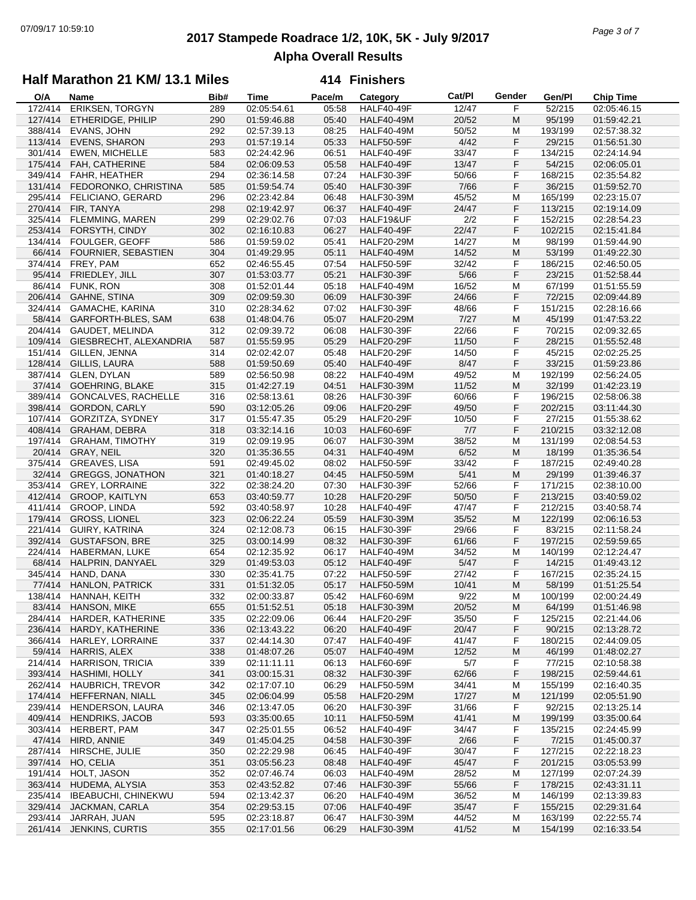# 2017 Stampede Roadrace 1/2, 10K, 5K - July 9/2017

## Alpha Overall Results

### Half Marathon 21 KM/ 13.1 Miles — 414 Finishers

| O/A | Name | Bib# | Time | Pace/m | Category | Cat/Pl | Gender | Gen/Pl | Chip Time |
|---|---|---|---|---|---|---|---|---|---|
| 172/414 | ERIKSEN, TORGYN | 289 | 02:05:54.61 | 05:58 | HALF40-49F | 12/47 | F | 52/215 | 02:05:46.15 |
| 127/414 | ETHERIDGE, PHILIP | 290 | 01:59:46.88 | 05:40 | HALF40-49M | 20/52 | M | 95/199 | 01:59:42.21 |
| 388/414 | EVANS, JOHN | 292 | 02:57:39.13 | 08:25 | HALF40-49M | 50/52 | M | 193/199 | 02:57:38.32 |
| 113/414 | EVENS, SHARON | 293 | 01:57:19.14 | 05:33 | HALF50-59F | 4/42 | F | 29/215 | 01:56:51.30 |
| 301/414 | EWEN, MICHELLE | 583 | 02:24:42.96 | 06:51 | HALF40-49F | 33/47 | F | 134/215 | 02:24:14.94 |
| 175/414 | FAH, CATHERINE | 584 | 02:06:09.53 | 05:58 | HALF40-49F | 13/47 | F | 54/215 | 02:06:05.01 |
| 349/414 | FAHR, HEATHER | 294 | 02:36:14.58 | 07:24 | HALF30-39F | 50/66 | F | 168/215 | 02:35:54.82 |
| 131/414 | FEDORONKO, CHRISTINA | 585 | 01:59:54.74 | 05:40 | HALF30-39F | 7/66 | F | 36/215 | 01:59:52.70 |
| 295/414 | FELICIANO, GERARD | 296 | 02:23:42.84 | 06:48 | HALF30-39M | 45/52 | M | 165/199 | 02:23:15.07 |
| 270/414 | FIR, TANYA | 298 | 02:19:42.97 | 06:37 | HALF40-49F | 24/47 | F | 113/215 | 02:19:14.09 |
| 325/414 | FLEMMING, MAREN | 299 | 02:29:02.76 | 07:03 | HALF19&UF | 2/2 | F | 152/215 | 02:28:54.23 |
| 253/414 | FORSYTH, CINDY | 302 | 02:16:10.83 | 06:27 | HALF40-49F | 22/47 | F | 102/215 | 02:15:41.84 |
| 134/414 | FOULGER, GEOFF | 586 | 01:59:59.02 | 05:41 | HALF20-29M | 14/27 | M | 98/199 | 01:59:44.90 |
| 66/414 | FOURNIER, SEBASTIEN | 304 | 01:49:29.95 | 05:11 | HALF40-49M | 14/52 | M | 53/199 | 01:49:22.30 |
| 374/414 | FREY, PAM | 652 | 02:46:55.45 | 07:54 | HALF50-59F | 32/42 | F | 186/215 | 02:46:50.05 |
| 95/414 | FRIEDLEY, JILL | 307 | 01:53:03.77 | 05:21 | HALF30-39F | 5/66 | F | 23/215 | 01:52:58.44 |
| 86/414 | FUNK, RON | 308 | 01:52:01.44 | 05:18 | HALF40-49M | 16/52 | M | 67/199 | 01:51:55.59 |
| 206/414 | GAHNE, STINA | 309 | 02:09:59.30 | 06:09 | HALF30-39F | 24/66 | F | 72/215 | 02:09:44.89 |
| 324/414 | GAMACHE, KARINA | 310 | 02:28:34.62 | 07:02 | HALF30-39F | 48/66 | F | 151/215 | 02:28:16.66 |
| 58/414 | GARFORTH-BLES, SAM | 638 | 01:48:04.76 | 05:07 | HALF20-29M | 7/27 | M | 45/199 | 01:47:53.22 |
| 204/414 | GAUDET, MELINDA | 312 | 02:09:39.72 | 06:08 | HALF30-39F | 22/66 | F | 70/215 | 02:09:32.65 |
| 109/414 | GIESBRECHT, ALEXANDRIA | 587 | 01:55:59.95 | 05:29 | HALF20-29F | 11/50 | F | 28/215 | 01:55:52.48 |
| 151/414 | GILLEN, JENNA | 314 | 02:02:42.07 | 05:48 | HALF20-29F | 14/50 | F | 45/215 | 02:02:25.25 |
| 128/414 | GILLIS, LAURA | 588 | 01:59:50.69 | 05:40 | HALF40-49F | 8/47 | F | 33/215 | 01:59:23.86 |
| 387/414 | GLEN, DYLAN | 589 | 02:56:50.98 | 08:22 | HALF40-49M | 49/52 | M | 192/199 | 02:56:24.05 |
| 37/414 | GOEHRING, BLAKE | 315 | 01:42:27.19 | 04:51 | HALF30-39M | 11/52 | M | 32/199 | 01:42:23.19 |
| 389/414 | GONCALVES, RACHELLE | 316 | 02:58:13.61 | 08:26 | HALF30-39F | 60/66 | F | 196/215 | 02:58:06.38 |
| 398/414 | GORDON, CARLY | 590 | 03:12:05.26 | 09:06 | HALF20-29F | 49/50 | F | 202/215 | 03:11:44.30 |
| 107/414 | GORZITZA, SYDNEY | 317 | 01:55:47.35 | 05:29 | HALF20-29F | 10/50 | F | 27/215 | 01:55:38.62 |
| 408/414 | GRAHAM, DEBRA | 318 | 03:32:14.16 | 10:03 | HALF60-69F | 7/7 | F | 210/215 | 03:32:12.08 |
| 197/414 | GRAHAM, TIMOTHY | 319 | 02:09:19.95 | 06:07 | HALF30-39M | 38/52 | M | 131/199 | 02:08:54.53 |
| 20/414 | GRAY, NEIL | 320 | 01:35:36.55 | 04:31 | HALF40-49M | 6/52 | M | 18/199 | 01:35:36.54 |
| 375/414 | GREAVES, LISA | 591 | 02:49:45.02 | 08:02 | HALF50-59F | 33/42 | F | 187/215 | 02:49:40.28 |
| 32/414 | GREGGS, JONATHON | 321 | 01:40:18.27 | 04:45 | HALF50-59M | 5/41 | M | 29/199 | 01:39:46.37 |
| 353/414 | GREY, LORRAINE | 322 | 02:38:24.20 | 07:30 | HALF30-39F | 52/66 | F | 171/215 | 02:38:10.00 |
| 412/414 | GROOP, KAITLYN | 653 | 03:40:59.77 | 10:28 | HALF20-29F | 50/50 | F | 213/215 | 03:40:59.02 |
| 411/414 | GROOP, LINDA | 592 | 03:40:58.97 | 10:28 | HALF40-49F | 47/47 | F | 212/215 | 03:40:58.74 |
| 179/414 | GROSS, LIONEL | 323 | 02:06:22.24 | 05:59 | HALF30-39M | 35/52 | M | 122/199 | 02:06:16.53 |
| 221/414 | GUIRY, KATRINA | 324 | 02:12:08.73 | 06:15 | HALF30-39F | 29/66 | F | 83/215 | 02:11:58.24 |
| 392/414 | GUSTAFSON, BRE | 325 | 03:00:14.99 | 08:32 | HALF30-39F | 61/66 | F | 197/215 | 02:59:59.65 |
| 224/414 | HABERMAN, LUKE | 654 | 02:12:35.92 | 06:17 | HALF40-49M | 34/52 | M | 140/199 | 02:12:24.47 |
| 68/414 | HALPRIN, DANYAEL | 329 | 01:49:53.03 | 05:12 | HALF40-49F | 5/47 | F | 14/215 | 01:49:43.12 |
| 345/414 | HAND, DANA | 330 | 02:35:41.75 | 07:22 | HALF50-59F | 27/42 | F | 167/215 | 02:35:24.15 |
| 77/414 | HANLON, PATRICK | 331 | 01:51:32.05 | 05:17 | HALF50-59M | 10/41 | M | 58/199 | 01:51:25.54 |
| 138/414 | HANNAH, KEITH | 332 | 02:00:33.87 | 05:42 | HALF60-69M | 9/22 | M | 100/199 | 02:00:24.49 |
| 83/414 | HANSON, MIKE | 655 | 01:51:52.51 | 05:18 | HALF30-39M | 20/52 | M | 64/199 | 01:51:46.98 |
| 284/414 | HARDER, KATHERINE | 335 | 02:22:09.06 | 06:44 | HALF20-29F | 35/50 | F | 125/215 | 02:21:44.06 |
| 236/414 | HARDY, KATHERINE | 336 | 02:13:43.22 | 06:20 | HALF40-49F | 20/47 | F | 90/215 | 02:13:28.72 |
| 366/414 | HARLEY, LORRAINE | 337 | 02:44:14.30 | 07:47 | HALF40-49F | 41/47 | F | 180/215 | 02:44:09.05 |
| 59/414 | HARRIS, ALEX | 338 | 01:48:07.26 | 05:07 | HALF40-49M | 12/52 | M | 46/199 | 01:48:02.27 |
| 214/414 | HARRISON, TRICIA | 339 | 02:11:11.11 | 06:13 | HALF60-69F | 5/7 | F | 77/215 | 02:10:58.38 |
| 393/414 | HASHIMI, HOLLY | 341 | 03:00:15.31 | 08:32 | HALF30-39F | 62/66 | F | 198/215 | 02:59:44.61 |
| 262/414 | HAUBRICH, TREVOR | 342 | 02:17:07.10 | 06:29 | HALF50-59M | 34/41 | M | 155/199 | 02:16:40.35 |
| 174/414 | HEFFERNAN, NIALL | 345 | 02:06:04.99 | 05:58 | HALF20-29M | 17/27 | M | 121/199 | 02:05:51.90 |
| 239/414 | HENDERSON, LAURA | 346 | 02:13:47.05 | 06:20 | HALF30-39F | 31/66 | F | 92/215 | 02:13:25.14 |
| 409/414 | HENDRIKS, JACOB | 593 | 03:35:00.65 | 10:11 | HALF50-59M | 41/41 | M | 199/199 | 03:35:00.64 |
| 303/414 | HERBERT, PAM | 347 | 02:25:01.55 | 06:52 | HALF40-49F | 34/47 | F | 135/215 | 02:24:45.99 |
| 47/414 | HIRD, ANNIE | 349 | 01:45:04.25 | 04:58 | HALF30-39F | 2/66 | F | 7/215 | 01:45:00.37 |
| 287/414 | HIRSCHE, JULIE | 350 | 02:22:29.98 | 06:45 | HALF40-49F | 30/47 | F | 127/215 | 02:22:18.23 |
| 397/414 | HO, CELIA | 351 | 03:05:56.23 | 08:48 | HALF40-49F | 45/47 | F | 201/215 | 03:05:53.99 |
| 191/414 | HOLT, JASON | 352 | 02:07:46.74 | 06:03 | HALF40-49M | 28/52 | M | 127/199 | 02:07:24.39 |
| 363/414 | HUDEMA, ALYSIA | 353 | 02:43:52.82 | 07:46 | HALF30-39F | 55/66 | F | 178/215 | 02:43:31.11 |
| 235/414 | IBEABUCHI, CHINEKWU | 594 | 02:13:42.37 | 06:20 | HALF40-49M | 36/52 | M | 146/199 | 02:13:39.83 |
| 329/414 | JACKMAN, CARLA | 354 | 02:29:53.15 | 07:06 | HALF40-49F | 35/47 | F | 155/215 | 02:29:31.64 |
| 293/414 | JARRAH, JUAN | 595 | 02:23:18.87 | 06:47 | HALF30-39M | 44/52 | M | 163/199 | 02:22:55.74 |
| 261/414 | JENKINS, CURTIS | 355 | 02:17:01.56 | 06:29 | HALF30-39M | 41/52 | M | 154/199 | 02:16:33.54 |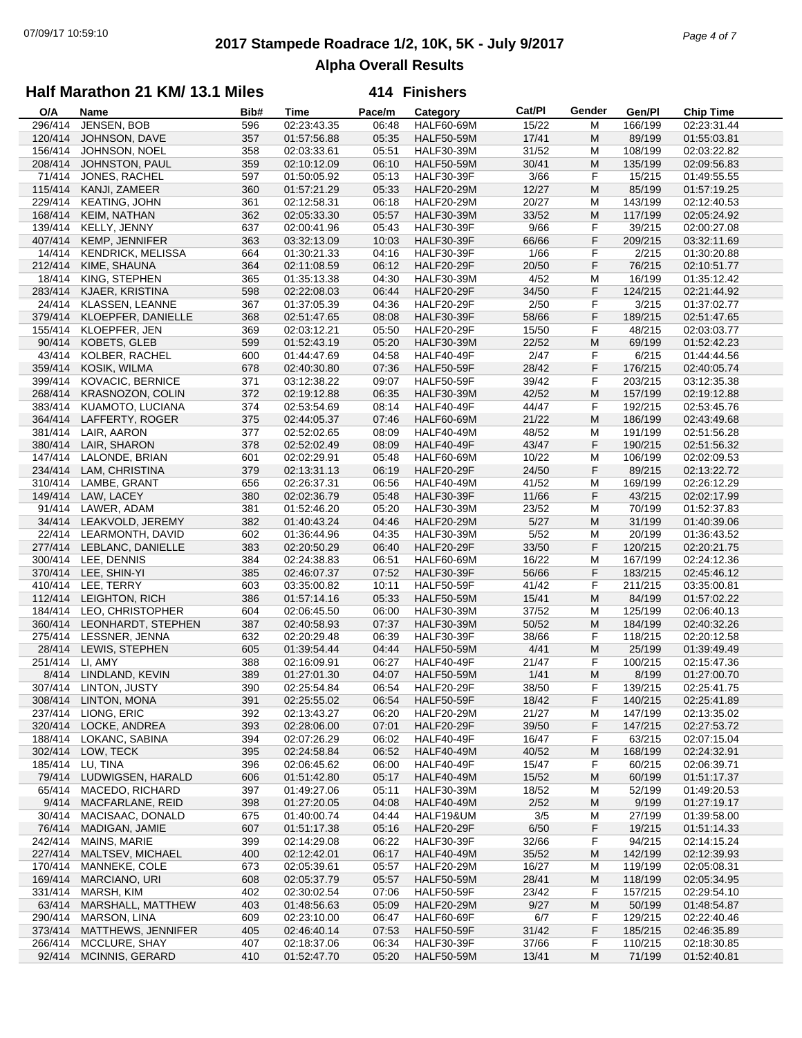# 2017 Stampede Roadrace 1/2, 10K, 5K - July 9/2017

## Alpha Overall Results

### Half Marathon 21 KM/ 13.1 Miles — 414 Finishers

| O/A | Name | Bib# | Time | Pace/m | Category | Cat/Pl | Gender | Gen/Pl | Chip Time |
|---|---|---|---|---|---|---|---|---|---|
| 296/414 | JENSEN, BOB | 596 | 02:23:43.35 | 06:48 | HALF60-69M | 15/22 | M | 166/199 | 02:23:31.44 |
| 120/414 | JOHNSON, DAVE | 357 | 01:57:56.88 | 05:35 | HALF50-59M | 17/41 | M | 89/199 | 01:55:03.81 |
| 156/414 | JOHNSON, NOEL | 358 | 02:03:33.61 | 05:51 | HALF30-39M | 31/52 | M | 108/199 | 02:03:22.82 |
| 208/414 | JOHNSTON, PAUL | 359 | 02:10:12.09 | 06:10 | HALF50-59M | 30/41 | M | 135/199 | 02:09:56.83 |
| 71/414 | JONES, RACHEL | 597 | 01:50:05.92 | 05:13 | HALF30-39F | 3/66 | F | 15/215 | 01:49:55.55 |
| 115/414 | KANJI, ZAMEER | 360 | 01:57:21.29 | 05:33 | HALF20-29M | 12/27 | M | 85/199 | 01:57:19.25 |
| 229/414 | KEATING, JOHN | 361 | 02:12:58.31 | 06:18 | HALF20-29M | 20/27 | M | 143/199 | 02:12:40.53 |
| 168/414 | KEIM, NATHAN | 362 | 02:05:33.30 | 05:57 | HALF30-39M | 33/52 | M | 117/199 | 02:05:24.92 |
| 139/414 | KELLY, JENNY | 637 | 02:00:41.96 | 05:43 | HALF30-39F | 9/66 | F | 39/215 | 02:00:27.08 |
| 407/414 | KEMP, JENNIFER | 363 | 03:32:13.09 | 10:03 | HALF30-39F | 66/66 | F | 209/215 | 03:32:11.69 |
| 14/414 | KENDRICK, MELISSA | 664 | 01:30:21.33 | 04:16 | HALF30-39F | 1/66 | F | 2/215 | 01:30:20.88 |
| 212/414 | KIME, SHAUNA | 364 | 02:11:08.59 | 06:12 | HALF20-29F | 20/50 | F | 76/215 | 02:10:51.77 |
| 18/414 | KING, STEPHEN | 365 | 01:35:13.38 | 04:30 | HALF30-39M | 4/52 | M | 16/199 | 01:35:12.42 |
| 283/414 | KJAER, KRISTINA | 598 | 02:22:08.03 | 06:44 | HALF20-29F | 34/50 | F | 124/215 | 02:21:44.92 |
| 24/414 | KLASSEN, LEANNE | 367 | 01:37:05.39 | 04:36 | HALF20-29F | 2/50 | F | 3/215 | 01:37:02.77 |
| 379/414 | KLOEPFER, DANIELLE | 368 | 02:51:47.65 | 08:08 | HALF30-39F | 58/66 | F | 189/215 | 02:51:47.65 |
| 155/414 | KLOEPFER, JEN | 369 | 02:03:12.21 | 05:50 | HALF20-29F | 15/50 | F | 48/215 | 02:03:03.77 |
| 90/414 | KOBETS, GLEB | 599 | 01:52:43.19 | 05:20 | HALF30-39M | 22/52 | M | 69/199 | 01:52:42.23 |
| 43/414 | KOLBER, RACHEL | 600 | 01:44:47.69 | 04:58 | HALF40-49F | 2/47 | F | 6/215 | 01:44:44.56 |
| 359/414 | KOSIK, WILMA | 678 | 02:40:30.80 | 07:36 | HALF50-59F | 28/42 | F | 176/215 | 02:40:05.74 |
| 399/414 | KOVACIC, BERNICE | 371 | 03:12:38.22 | 09:07 | HALF50-59F | 39/42 | F | 203/215 | 03:12:35.38 |
| 268/414 | KRASNOZON, COLIN | 372 | 02:19:12.88 | 06:35 | HALF30-39M | 42/52 | M | 157/199 | 02:19:12.88 |
| 383/414 | KUAMOTO, LUCIANA | 374 | 02:53:54.69 | 08:14 | HALF40-49F | 44/47 | F | 192/215 | 02:53:45.76 |
| 364/414 | LAFFERTY, ROGER | 375 | 02:44:05.37 | 07:46 | HALF60-69M | 21/22 | M | 186/199 | 02:43:49.68 |
| 381/414 | LAIR, AARON | 377 | 02:52:02.65 | 08:09 | HALF40-49M | 48/52 | M | 191/199 | 02:51:56.28 |
| 380/414 | LAIR, SHARON | 378 | 02:52:02.49 | 08:09 | HALF40-49F | 43/47 | F | 190/215 | 02:51:56.32 |
| 147/414 | LALONDE, BRIAN | 601 | 02:02:29.91 | 05:48 | HALF60-69M | 10/22 | M | 106/199 | 02:02:09.53 |
| 234/414 | LAM, CHRISTINA | 379 | 02:13:31.13 | 06:19 | HALF20-29F | 24/50 | F | 89/215 | 02:13:22.72 |
| 310/414 | LAMBE, GRANT | 656 | 02:26:37.31 | 06:56 | HALF40-49M | 41/52 | M | 169/199 | 02:26:12.29 |
| 149/414 | LAW, LACEY | 380 | 02:02:36.79 | 05:48 | HALF30-39F | 11/66 | F | 43/215 | 02:02:17.99 |
| 91/414 | LAWER, ADAM | 381 | 01:52:46.20 | 05:20 | HALF30-39M | 23/52 | M | 70/199 | 01:52:37.83 |
| 34/414 | LEAKVOLD, JEREMY | 382 | 01:40:43.24 | 04:46 | HALF20-29M | 5/27 | M | 31/199 | 01:40:39.06 |
| 22/414 | LEARMONTH, DAVID | 602 | 01:36:44.96 | 04:35 | HALF30-39M | 5/52 | M | 20/199 | 01:36:43.52 |
| 277/414 | LEBLANC, DANIELLE | 383 | 02:20:50.29 | 06:40 | HALF20-29F | 33/50 | F | 120/215 | 02:20:21.75 |
| 300/414 | LEE, DENNIS | 384 | 02:24:38.83 | 06:51 | HALF60-69M | 16/22 | M | 167/199 | 02:24:12.36 |
| 370/414 | LEE, SHIN-YI | 385 | 02:46:07.37 | 07:52 | HALF30-39F | 56/66 | F | 183/215 | 02:45:46.12 |
| 410/414 | LEE, TERRY | 603 | 03:35:00.82 | 10:11 | HALF50-59F | 41/42 | F | 211/215 | 03:35:00.81 |
| 112/414 | LEIGHTON, RICH | 386 | 01:57:14.16 | 05:33 | HALF50-59M | 15/41 | M | 84/199 | 01:57:02.22 |
| 184/414 | LEO, CHRISTOPHER | 604 | 02:06:45.50 | 06:00 | HALF30-39M | 37/52 | M | 125/199 | 02:06:40.13 |
| 360/414 | LEONHARDT, STEPHEN | 387 | 02:40:58.93 | 07:37 | HALF30-39M | 50/52 | M | 184/199 | 02:40:32.26 |
| 275/414 | LESSNER, JENNA | 632 | 02:20:29.48 | 06:39 | HALF30-39F | 38/66 | F | 118/215 | 02:20:12.58 |
| 28/414 | LEWIS, STEPHEN | 605 | 01:39:54.44 | 04:44 | HALF50-59M | 4/41 | M | 25/199 | 01:39:49.49 |
| 251/414 | LI, AMY | 388 | 02:16:09.91 | 06:27 | HALF40-49F | 21/47 | F | 100/215 | 02:15:47.36 |
| 8/414 | LINDLAND, KEVIN | 389 | 01:27:01.30 | 04:07 | HALF50-59M | 1/41 | M | 8/199 | 01:27:00.70 |
| 307/414 | LINTON, JUSTY | 390 | 02:25:54.84 | 06:54 | HALF20-29F | 38/50 | F | 139/215 | 02:25:41.75 |
| 308/414 | LINTON, MONA | 391 | 02:25:55.02 | 06:54 | HALF50-59F | 18/42 | F | 140/215 | 02:25:41.89 |
| 237/414 | LIONG, ERIC | 392 | 02:13:43.27 | 06:20 | HALF20-29M | 21/27 | M | 147/199 | 02:13:35.02 |
| 320/414 | LOCKE, ANDREA | 393 | 02:28:06.00 | 07:01 | HALF20-29F | 39/50 | F | 147/215 | 02:27:53.72 |
| 188/414 | LOKANC, SABINA | 394 | 02:07:26.29 | 06:02 | HALF40-49F | 16/47 | F | 63/215 | 02:07:15.04 |
| 302/414 | LOW, TECK | 395 | 02:24:58.84 | 06:52 | HALF40-49M | 40/52 | M | 168/199 | 02:24:32.91 |
| 185/414 | LU, TINA | 396 | 02:06:45.62 | 06:00 | HALF40-49F | 15/47 | F | 60/215 | 02:06:39.71 |
| 79/414 | LUDWIGSEN, HARALD | 606 | 01:51:42.80 | 05:17 | HALF40-49M | 15/52 | M | 60/199 | 01:51:17.37 |
| 65/414 | MACEDO, RICHARD | 397 | 01:49:27.06 | 05:11 | HALF30-39M | 18/52 | M | 52/199 | 01:49:20.53 |
| 9/414 | MACFARLANE, REID | 398 | 01:27:20.05 | 04:08 | HALF40-49M | 2/52 | M | 9/199 | 01:27:19.17 |
| 30/414 | MACISAAC, DONALD | 675 | 01:40:00.74 | 04:44 | HALF19&UM | 3/5 | M | 27/199 | 01:39:58.00 |
| 76/414 | MADIGAN, JAMIE | 607 | 01:51:17.38 | 05:16 | HALF20-29F | 6/50 | F | 19/215 | 01:51:14.33 |
| 242/414 | MAINS, MARIE | 399 | 02:14:29.08 | 06:22 | HALF30-39F | 32/66 | F | 94/215 | 02:14:15.24 |
| 227/414 | MALTSEV, MICHAEL | 400 | 02:12:42.01 | 06:17 | HALF40-49M | 35/52 | M | 142/199 | 02:12:39.93 |
| 170/414 | MANNEKE, COLE | 673 | 02:05:39.61 | 05:57 | HALF20-29M | 16/27 | M | 119/199 | 02:05:08.31 |
| 169/414 | MARCIANO, URI | 608 | 02:05:37.79 | 05:57 | HALF50-59M | 28/41 | M | 118/199 | 02:05:34.95 |
| 331/414 | MARSH, KIM | 402 | 02:30:02.54 | 07:06 | HALF50-59F | 23/42 | F | 157/215 | 02:29:54.10 |
| 63/414 | MARSHALL, MATTHEW | 403 | 01:48:56.63 | 05:09 | HALF20-29M | 9/27 | M | 50/199 | 01:48:54.87 |
| 290/414 | MARSON, LINA | 609 | 02:23:10.00 | 06:47 | HALF60-69F | 6/7 | F | 129/215 | 02:22:40.46 |
| 373/414 | MATTHEWS, JENNIFER | 405 | 02:46:40.14 | 07:53 | HALF50-59F | 31/42 | F | 185/215 | 02:46:35.89 |
| 266/414 | MCCLURE, SHAY | 407 | 02:18:37.06 | 06:34 | HALF30-39F | 37/66 | F | 110/215 | 02:18:30.85 |
| 92/414 | MCINNIS, GERARD | 410 | 01:52:47.70 | 05:20 | HALF50-59M | 13/41 | M | 71/199 | 01:52:40.81 |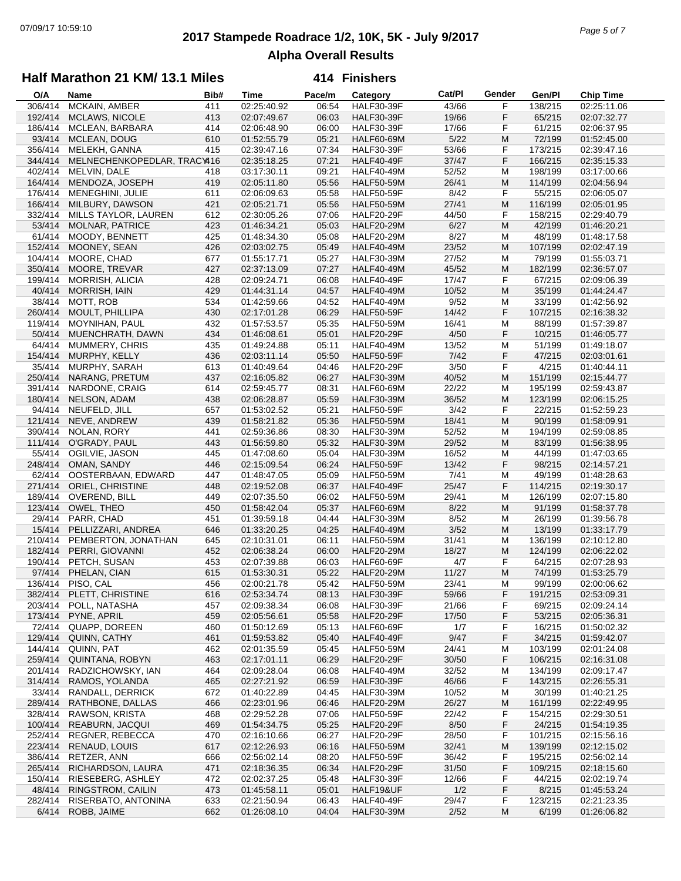# 2017 Stampede Roadrace 1/2, 10K, 5K - July 9/2017

## Alpha Overall Results

### Half Marathon 21 KM/ 13.1 Miles — 414 Finishers

| O/A | Name | Bib# | Time | Pace/m | Category | Cat/Pl | Gender | Gen/Pl | Chip Time |
|---|---|---|---|---|---|---|---|---|---|
| 306/414 | MCKAIN, AMBER | 411 | 02:25:40.92 | 06:54 | HALF30-39F | 43/66 | F | 138/215 | 02:25:11.06 |
| 192/414 | MCLAWS, NICOLE | 413 | 02:07:49.67 | 06:03 | HALF30-39F | 19/66 | F | 65/215 | 02:07:32.77 |
| 186/414 | MCLEAN, BARBARA | 414 | 02:06:48.90 | 06:00 | HALF30-39F | 17/66 | F | 61/215 | 02:06:37.95 |
| 93/414 | MCLEAN, DOUG | 610 | 01:52:55.79 | 05:21 | HALF60-69M | 5/22 | M | 72/199 | 01:52:45.00 |
| 356/414 | MELEKH, GANNA | 415 | 02:39:47.16 | 07:34 | HALF30-39F | 53/66 | F | 173/215 | 02:39:47.16 |
| 344/414 | MELNECHENKOPEDLAR, TRACY | 416 | 02:35:18.25 | 07:21 | HALF40-49F | 37/47 | F | 166/215 | 02:35:15.33 |
| 402/414 | MELVIN, DALE | 418 | 03:17:30.11 | 09:21 | HALF40-49M | 52/52 | M | 198/199 | 03:17:00.66 |
| 164/414 | MENDOZA, JOSEPH | 419 | 02:05:11.80 | 05:56 | HALF50-59M | 26/41 | M | 114/199 | 02:04:56.94 |
| 176/414 | MENEGHINI, JULIE | 611 | 02:06:09.63 | 05:58 | HALF50-59F | 8/42 | F | 55/215 | 02:06:05.07 |
| 166/414 | MILBURY, DAWSON | 421 | 02:05:21.71 | 05:56 | HALF50-59M | 27/41 | M | 116/199 | 02:05:01.95 |
| 332/414 | MILLS TAYLOR, LAUREN | 612 | 02:30:05.26 | 07:06 | HALF20-29F | 44/50 | F | 158/215 | 02:29:40.79 |
| 53/414 | MOLNAR, PATRICE | 423 | 01:46:34.21 | 05:03 | HALF20-29M | 6/27 | M | 42/199 | 01:46:20.21 |
| 61/414 | MOODY, BENNETT | 425 | 01:48:34.30 | 05:08 | HALF20-29M | 8/27 | M | 48/199 | 01:48:17.58 |
| 152/414 | MOONEY, SEAN | 426 | 02:03:02.75 | 05:49 | HALF40-49M | 23/52 | M | 107/199 | 02:02:47.19 |
| 104/414 | MOORE, CHAD | 677 | 01:55:17.71 | 05:27 | HALF30-39M | 27/52 | M | 79/199 | 01:55:03.71 |
| 350/414 | MOORE, TREVAR | 427 | 02:37:13.09 | 07:27 | HALF40-49M | 45/52 | M | 182/199 | 02:36:57.07 |
| 199/414 | MORRISH, ALICIA | 428 | 02:09:24.71 | 06:08 | HALF40-49F | 17/47 | F | 67/215 | 02:09:06.39 |
| 40/414 | MORRISH, IAIN | 429 | 01:44:31.14 | 04:57 | HALF40-49M | 10/52 | M | 35/199 | 01:44:24.47 |
| 38/414 | MOTT, ROB | 534 | 01:42:59.66 | 04:52 | HALF40-49M | 9/52 | M | 33/199 | 01:42:56.92 |
| 260/414 | MOULT, PHILLIPA | 430 | 02:17:01.28 | 06:29 | HALF50-59F | 14/42 | F | 107/215 | 02:16:38.32 |
| 119/414 | MOYNIHAN, PAUL | 432 | 01:57:53.57 | 05:35 | HALF50-59M | 16/41 | M | 88/199 | 01:57:39.87 |
| 50/414 | MUENCHRATH, DAWN | 434 | 01:46:08.61 | 05:01 | HALF20-29F | 4/50 | F | 10/215 | 01:46:05.77 |
| 64/414 | MUMMERY, CHRIS | 435 | 01:49:24.88 | 05:11 | HALF40-49M | 13/52 | M | 51/199 | 01:49:18.07 |
| 154/414 | MURPHY, KELLY | 436 | 02:03:11.14 | 05:50 | HALF50-59F | 7/42 | F | 47/215 | 02:03:01.61 |
| 35/414 | MURPHY, SARAH | 613 | 01:40:49.64 | 04:46 | HALF20-29F | 3/50 | F | 4/215 | 01:40:44.11 |
| 250/414 | NARANG, PRETUM | 437 | 02:16:05.82 | 06:27 | HALF30-39M | 40/52 | M | 151/199 | 02:15:44.77 |
| 391/414 | NARDONE, CRAIG | 614 | 02:59:45.77 | 08:31 | HALF60-69M | 22/22 | M | 195/199 | 02:59:43.87 |
| 180/414 | NELSON, ADAM | 438 | 02:06:28.87 | 05:59 | HALF30-39M | 36/52 | M | 123/199 | 02:06:15.25 |
| 94/414 | NEUFELD, JILL | 657 | 01:53:02.52 | 05:21 | HALF50-59F | 3/42 | F | 22/215 | 01:52:59.23 |
| 121/414 | NEVE, ANDREW | 439 | 01:58:21.82 | 05:36 | HALF50-59M | 18/41 | M | 90/199 | 01:58:09.91 |
| 390/414 | NOLAN, RORY | 441 | 02:59:36.86 | 08:30 | HALF30-39M | 52/52 | M | 194/199 | 02:59:08.85 |
| 111/414 | O'GRADY, PAUL | 443 | 01:56:59.80 | 05:32 | HALF30-39M | 29/52 | M | 83/199 | 01:56:38.95 |
| 55/414 | OGILVIE, JASON | 445 | 01:47:08.60 | 05:04 | HALF30-39M | 16/52 | M | 44/199 | 01:47:03.65 |
| 248/414 | OMAN, SANDY | 446 | 02:15:09.54 | 06:24 | HALF50-59F | 13/42 | F | 98/215 | 02:14:57.21 |
| 62/414 | OOSTERBAAN, EDWARD | 447 | 01:48:47.05 | 05:09 | HALF50-59M | 7/41 | M | 49/199 | 01:48:28.63 |
| 271/414 | ORIEL, CHRISTINE | 448 | 02:19:52.08 | 06:37 | HALF40-49F | 25/47 | F | 114/215 | 02:19:30.17 |
| 189/414 | OVEREND, BILL | 449 | 02:07:35.50 | 06:02 | HALF50-59M | 29/41 | M | 126/199 | 02:07:15.80 |
| 123/414 | OWEL, THEO | 450 | 01:58:42.04 | 05:37 | HALF60-69M | 8/22 | M | 91/199 | 01:58:37.78 |
| 29/414 | PARR, CHAD | 451 | 01:39:59.18 | 04:44 | HALF30-39M | 8/52 | M | 26/199 | 01:39:56.78 |
| 15/414 | PELLIZZARI, ANDREA | 646 | 01:33:20.25 | 04:25 | HALF40-49M | 3/52 | M | 13/199 | 01:33:17.79 |
| 210/414 | PEMBERTON, JONATHAN | 645 | 02:10:31.01 | 06:11 | HALF50-59M | 31/41 | M | 136/199 | 02:10:12.80 |
| 182/414 | PERRI, GIOVANNI | 452 | 02:06:38.24 | 06:00 | HALF20-29M | 18/27 | M | 124/199 | 02:06:22.02 |
| 190/414 | PETCH, SUSAN | 453 | 02:07:39.88 | 06:03 | HALF60-69F | 4/7 | F | 64/215 | 02:07:28.93 |
| 97/414 | PHELAN, CIAN | 615 | 01:53:30.31 | 05:22 | HALF20-29M | 11/27 | M | 74/199 | 01:53:25.79 |
| 136/414 | PISO, CAL | 456 | 02:00:21.78 | 05:42 | HALF50-59M | 23/41 | M | 99/199 | 02:00:06.62 |
| 382/414 | PLETT, CHRISTINE | 616 | 02:53:34.74 | 08:13 | HALF30-39F | 59/66 | F | 191/215 | 02:53:09.31 |
| 203/414 | POLL, NATASHA | 457 | 02:09:38.34 | 06:08 | HALF30-39F | 21/66 | F | 69/215 | 02:09:24.14 |
| 173/414 | PYNE, APRIL | 459 | 02:05:56.61 | 05:58 | HALF20-29F | 17/50 | F | 53/215 | 02:05:36.31 |
| 72/414 | QUAPP, DOREEN | 460 | 01:50:12.69 | 05:13 | HALF60-69F | 1/7 | F | 16/215 | 01:50:02.32 |
| 129/414 | QUINN, CATHY | 461 | 01:59:53.82 | 05:40 | HALF40-49F | 9/47 | F | 34/215 | 01:59:42.07 |
| 144/414 | QUINN, PAT | 462 | 02:01:35.59 | 05:45 | HALF50-59M | 24/41 | M | 103/199 | 02:01:24.08 |
| 259/414 | QUINTANA, ROBYN | 463 | 02:17:01.11 | 06:29 | HALF20-29F | 30/50 | F | 106/215 | 02:16:31.08 |
| 201/414 | RADZICHOWSKY, IAN | 464 | 02:09:28.04 | 06:08 | HALF40-49M | 32/52 | M | 134/199 | 02:09:17.47 |
| 314/414 | RAMOS, YOLANDA | 465 | 02:27:21.92 | 06:59 | HALF30-39F | 46/66 | F | 143/215 | 02:26:55.31 |
| 33/414 | RANDALL, DERRICK | 672 | 01:40:22.89 | 04:45 | HALF30-39M | 10/52 | M | 30/199 | 01:40:21.25 |
| 289/414 | RATHBONE, DALLAS | 466 | 02:23:01.96 | 06:46 | HALF20-29M | 26/27 | M | 161/199 | 02:22:49.95 |
| 328/414 | RAWSON, KRISTA | 468 | 02:29:52.28 | 07:06 | HALF50-59F | 22/42 | F | 154/215 | 02:29:30.51 |
| 100/414 | REABURN, JACQUI | 469 | 01:54:34.75 | 05:25 | HALF20-29F | 8/50 | F | 24/215 | 01:54:19.35 |
| 252/414 | REGNER, REBECCA | 470 | 02:16:10.66 | 06:27 | HALF20-29F | 28/50 | F | 101/215 | 02:15:56.16 |
| 223/414 | RENAUD, LOUIS | 617 | 02:12:26.93 | 06:16 | HALF50-59M | 32/41 | M | 139/199 | 02:12:15.02 |
| 386/414 | RETZER, ANN | 666 | 02:56:02.14 | 08:20 | HALF50-59F | 36/42 | F | 195/215 | 02:56:02.14 |
| 265/414 | RICHARDSON, LAURA | 471 | 02:18:36.35 | 06:34 | HALF20-29F | 31/50 | F | 109/215 | 02:18:15.60 |
| 150/414 | RIESEBERG, ASHLEY | 472 | 02:02:37.25 | 05:48 | HALF30-39F | 12/66 | F | 44/215 | 02:02:19.74 |
| 48/414 | RINGSTROM, CAILIN | 473 | 01:45:58.11 | 05:01 | HALF19&UF | 1/2 | F | 8/215 | 01:45:53.24 |
| 282/414 | RISERBATO, ANTONINA | 633 | 02:21:50.94 | 06:43 | HALF40-49F | 29/47 | F | 123/215 | 02:21:23.35 |
| 6/414 | ROBB, JAIME | 662 | 01:26:08.10 | 04:04 | HALF30-39M | 2/52 | M | 6/199 | 01:26:06.82 |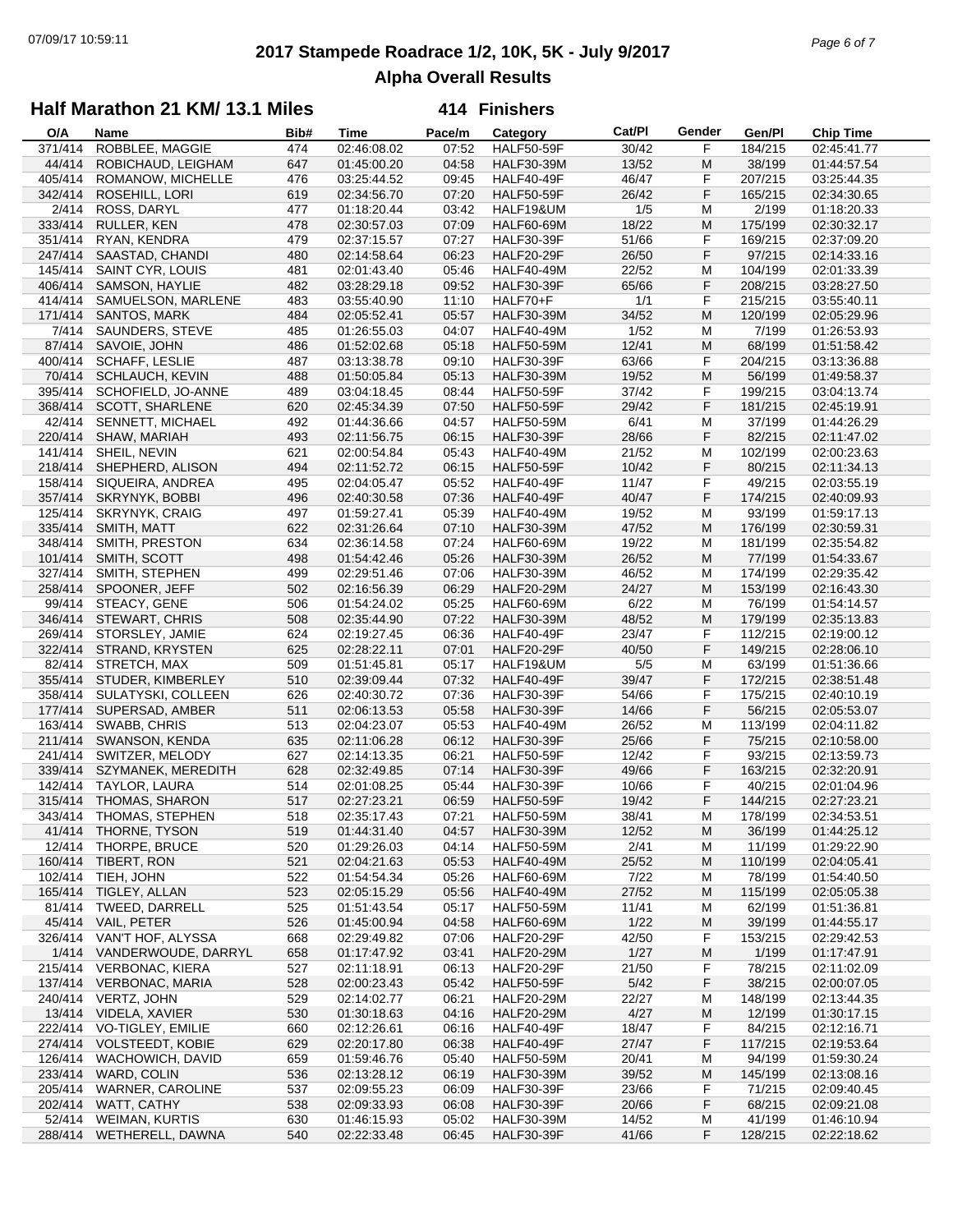# 2017 Stampede Roadrace 1/2, 10K, 5K - July 9/2017

## Alpha Overall Results

### Half Marathon 21 KM/ 13.1 Miles — 414 Finishers

| O/A | Name | Bib# | Time | Pace/m | Category | Cat/Pl | Gender | Gen/Pl | Chip Time |
|---|---|---|---|---|---|---|---|---|---|
| 371/414 | ROBBLEE, MAGGIE | 474 | 02:46:08.02 | 07:52 | HALF50-59F | 30/42 | F | 184/215 | 02:45:41.77 |
| 44/414 | ROBICHAUD, LEIGHAM | 647 | 01:45:00.20 | 04:58 | HALF30-39M | 13/52 | M | 38/199 | 01:44:57.54 |
| 405/414 | ROMANOW, MICHELLE | 476 | 03:25:44.52 | 09:45 | HALF40-49F | 46/47 | F | 207/215 | 03:25:44.35 |
| 342/414 | ROSEHILL, LORI | 619 | 02:34:56.70 | 07:20 | HALF50-59F | 26/42 | F | 165/215 | 02:34:30.65 |
| 2/414 | ROSS, DARYL | 477 | 01:18:20.44 | 03:42 | HALF19&UM | 1/5 | M | 2/199 | 01:18:20.33 |
| 333/414 | RULLER, KEN | 478 | 02:30:57.03 | 07:09 | HALF60-69M | 18/22 | M | 175/199 | 02:30:32.17 |
| 351/414 | RYAN, KENDRA | 479 | 02:37:15.57 | 07:27 | HALF30-39F | 51/66 | F | 169/215 | 02:37:09.20 |
| 247/414 | SAASTAD, CHANDI | 480 | 02:14:58.64 | 06:23 | HALF20-29F | 26/50 | F | 97/215 | 02:14:33.16 |
| 145/414 | SAINT CYR, LOUIS | 481 | 02:01:43.40 | 05:46 | HALF40-49M | 22/52 | M | 104/199 | 02:01:33.39 |
| 406/414 | SAMSON, HAYLIE | 482 | 03:28:29.18 | 09:52 | HALF30-39F | 65/66 | F | 208/215 | 03:28:27.50 |
| 414/414 | SAMUELSON, MARLENE | 483 | 03:55:40.90 | 11:10 | HALF70+F | 1/1 | F | 215/215 | 03:55:40.11 |
| 171/414 | SANTOS, MARK | 484 | 02:05:52.41 | 05:57 | HALF30-39M | 34/52 | M | 120/199 | 02:05:29.96 |
| 7/414 | SAUNDERS, STEVE | 485 | 01:26:55.03 | 04:07 | HALF40-49M | 1/52 | M | 7/199 | 01:26:53.93 |
| 87/414 | SAVOIE, JOHN | 486 | 01:52:02.68 | 05:18 | HALF50-59M | 12/41 | M | 68/199 | 01:51:58.42 |
| 400/414 | SCHAFF, LESLIE | 487 | 03:13:38.78 | 09:10 | HALF30-39F | 63/66 | F | 204/215 | 03:13:36.88 |
| 70/414 | SCHLAUCH, KEVIN | 488 | 01:50:05.84 | 05:13 | HALF30-39M | 19/52 | M | 56/199 | 01:49:58.37 |
| 395/414 | SCHOFIELD, JO-ANNE | 489 | 03:04:18.45 | 08:44 | HALF50-59F | 37/42 | F | 199/215 | 03:04:13.74 |
| 368/414 | SCOTT, SHARLENE | 620 | 02:45:34.39 | 07:50 | HALF50-59F | 29/42 | F | 181/215 | 02:45:19.91 |
| 42/414 | SENNETT, MICHAEL | 492 | 01:44:36.66 | 04:57 | HALF50-59M | 6/41 | M | 37/199 | 01:44:26.29 |
| 220/414 | SHAW, MARIAH | 493 | 02:11:56.75 | 06:15 | HALF30-39F | 28/66 | F | 82/215 | 02:11:47.02 |
| 141/414 | SHEIL, NEVIN | 621 | 02:00:54.84 | 05:43 | HALF40-49M | 21/52 | M | 102/199 | 02:00:23.63 |
| 218/414 | SHEPHERD, ALISON | 494 | 02:11:52.72 | 06:15 | HALF50-59F | 10/42 | F | 80/215 | 02:11:34.13 |
| 158/414 | SIQUEIRA, ANDREA | 495 | 02:04:05.47 | 05:52 | HALF40-49F | 11/47 | F | 49/215 | 02:03:55.19 |
| 357/414 | SKRYNYK, BOBBI | 496 | 02:40:30.58 | 07:36 | HALF40-49F | 40/47 | F | 174/215 | 02:40:09.93 |
| 125/414 | SKRYNYK, CRAIG | 497 | 01:59:27.41 | 05:39 | HALF40-49M | 19/52 | M | 93/199 | 01:59:17.13 |
| 335/414 | SMITH, MATT | 622 | 02:31:26.64 | 07:10 | HALF30-39M | 47/52 | M | 176/199 | 02:30:59.31 |
| 348/414 | SMITH, PRESTON | 634 | 02:36:14.58 | 07:24 | HALF60-69M | 19/22 | M | 181/199 | 02:35:54.82 |
| 101/414 | SMITH, SCOTT | 498 | 01:54:42.46 | 05:26 | HALF30-39M | 26/52 | M | 77/199 | 01:54:33.67 |
| 327/414 | SMITH, STEPHEN | 499 | 02:29:51.46 | 07:06 | HALF30-39M | 46/52 | M | 174/199 | 02:29:35.42 |
| 258/414 | SPOONER, JEFF | 502 | 02:16:56.39 | 06:29 | HALF20-29M | 24/27 | M | 153/199 | 02:16:43.30 |
| 99/414 | STEACY, GENE | 506 | 01:54:24.02 | 05:25 | HALF60-69M | 6/22 | M | 76/199 | 01:54:14.57 |
| 346/414 | STEWART, CHRIS | 508 | 02:35:44.90 | 07:22 | HALF30-39M | 48/52 | M | 179/199 | 02:35:13.83 |
| 269/414 | STORSLEY, JAMIE | 624 | 02:19:27.45 | 06:36 | HALF40-49F | 23/47 | F | 112/215 | 02:19:00.12 |
| 322/414 | STRAND, KRYSTEN | 625 | 02:28:22.11 | 07:01 | HALF20-29F | 40/50 | F | 149/215 | 02:28:06.10 |
| 82/414 | STRETCH, MAX | 509 | 01:51:45.81 | 05:17 | HALF19&UM | 5/5 | M | 63/199 | 01:51:36.66 |
| 355/414 | STUDER, KIMBERLEY | 510 | 02:39:09.44 | 07:32 | HALF40-49F | 39/47 | F | 172/215 | 02:38:51.48 |
| 358/414 | SULATYSKI, COLLEEN | 626 | 02:40:30.72 | 07:36 | HALF30-39F | 54/66 | F | 175/215 | 02:40:10.19 |
| 177/414 | SUPERSAD, AMBER | 511 | 02:06:13.53 | 05:58 | HALF30-39F | 14/66 | F | 56/215 | 02:05:53.07 |
| 163/414 | SWABB, CHRIS | 513 | 02:04:23.07 | 05:53 | HALF40-49M | 26/52 | M | 113/199 | 02:04:11.82 |
| 211/414 | SWANSON, KENDA | 635 | 02:11:06.28 | 06:12 | HALF30-39F | 25/66 | F | 75/215 | 02:10:58.00 |
| 241/414 | SWITZER, MELODY | 627 | 02:14:13.35 | 06:21 | HALF50-59F | 12/42 | F | 93/215 | 02:13:59.73 |
| 339/414 | SZYMANEK, MEREDITH | 628 | 02:32:49.85 | 07:14 | HALF30-39F | 49/66 | F | 163/215 | 02:32:20.91 |
| 142/414 | TAYLOR, LAURA | 514 | 02:01:08.25 | 05:44 | HALF30-39F | 10/66 | F | 40/215 | 02:01:04.96 |
| 315/414 | THOMAS, SHARON | 517 | 02:27:23.21 | 06:59 | HALF50-59F | 19/42 | F | 144/215 | 02:27:23.21 |
| 343/414 | THOMAS, STEPHEN | 518 | 02:35:17.43 | 07:21 | HALF50-59M | 38/41 | M | 178/199 | 02:34:53.51 |
| 41/414 | THORNE, TYSON | 519 | 01:44:31.40 | 04:57 | HALF30-39M | 12/52 | M | 36/199 | 01:44:25.12 |
| 12/414 | THORPE, BRUCE | 520 | 01:29:26.03 | 04:14 | HALF50-59M | 2/41 | M | 11/199 | 01:29:22.90 |
| 160/414 | TIBERT, RON | 521 | 02:04:21.63 | 05:53 | HALF40-49M | 25/52 | M | 110/199 | 02:04:05.41 |
| 102/414 | TIEH, JOHN | 522 | 01:54:54.34 | 05:26 | HALF60-69M | 7/22 | M | 78/199 | 01:54:40.50 |
| 165/414 | TIGLEY, ALLAN | 523 | 02:05:15.29 | 05:56 | HALF40-49M | 27/52 | M | 115/199 | 02:05:05.38 |
| 81/414 | TWEED, DARRELL | 525 | 01:51:43.54 | 05:17 | HALF50-59M | 11/41 | M | 62/199 | 01:51:36.81 |
| 45/414 | VAIL, PETER | 526 | 01:45:00.94 | 04:58 | HALF60-69M | 1/22 | M | 39/199 | 01:44:55.17 |
| 326/414 | VAN'T HOF, ALYSSA | 668 | 02:29:49.82 | 07:06 | HALF20-29F | 42/50 | F | 153/215 | 02:29:42.53 |
| 1/414 | VANDERWOUDE, DARRYL | 658 | 01:17:47.92 | 03:41 | HALF20-29M | 1/27 | M | 1/199 | 01:17:47.91 |
| 215/414 | VERBONAC, KIERA | 527 | 02:11:18.91 | 06:13 | HALF20-29F | 21/50 | F | 78/215 | 02:11:02.09 |
| 137/414 | VERBONAC, MARIA | 528 | 02:00:23.43 | 05:42 | HALF50-59F | 5/42 | F | 38/215 | 02:00:07.05 |
| 240/414 | VERTZ, JOHN | 529 | 02:14:02.77 | 06:21 | HALF20-29M | 22/27 | M | 148/199 | 02:13:44.35 |
| 13/414 | VIDELA, XAVIER | 530 | 01:30:18.63 | 04:16 | HALF20-29M | 4/27 | M | 12/199 | 01:30:17.15 |
| 222/414 | VO-TIGLEY, EMILIE | 660 | 02:12:26.61 | 06:16 | HALF40-49F | 18/47 | F | 84/215 | 02:12:16.71 |
| 274/414 | VOLSTEEDT, KOBIE | 629 | 02:20:17.80 | 06:38 | HALF40-49F | 27/47 | F | 117/215 | 02:19:53.64 |
| 126/414 | WACHOWICH, DAVID | 659 | 01:59:46.76 | 05:40 | HALF50-59M | 20/41 | M | 94/199 | 01:59:30.24 |
| 233/414 | WARD, COLIN | 536 | 02:13:28.12 | 06:19 | HALF30-39M | 39/52 | M | 145/199 | 02:13:08.16 |
| 205/414 | WARNER, CAROLINE | 537 | 02:09:55.23 | 06:09 | HALF30-39F | 23/66 | F | 71/215 | 02:09:40.45 |
| 202/414 | WATT, CATHY | 538 | 02:09:33.93 | 06:08 | HALF30-39F | 20/66 | F | 68/215 | 02:09:21.08 |
| 52/414 | WEIMAN, KURTIS | 630 | 01:46:15.93 | 05:02 | HALF30-39M | 14/52 | M | 41/199 | 01:46:10.94 |
| 288/414 | WETHERELL, DAWNA | 540 | 02:22:33.48 | 06:45 | HALF30-39F | 41/66 | F | 128/215 | 02:22:18.62 |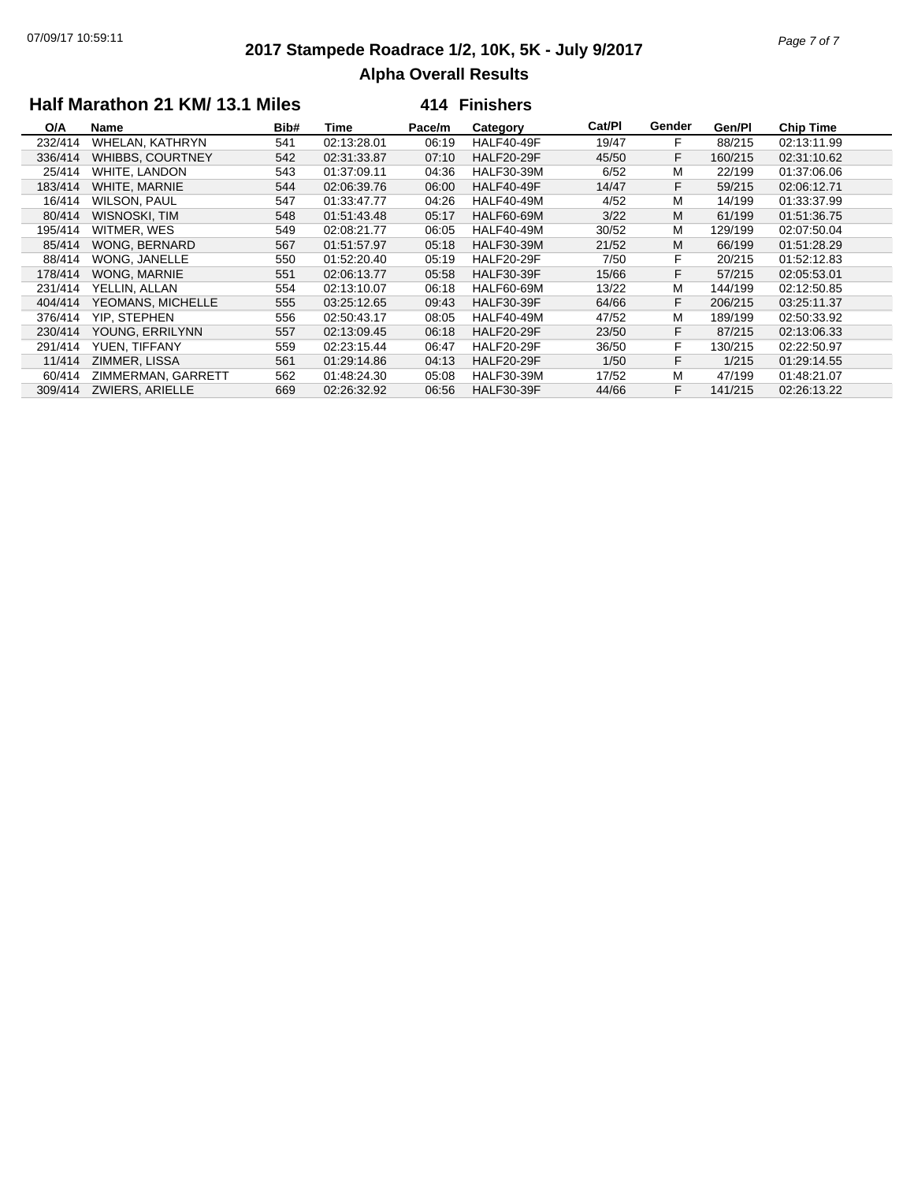# 2017 Stampede Roadrace 1/2, 10K, 5K - July 9/2017

## Alpha Overall Results

### Half Marathon 21 KM/ 13.1 Miles — 414 Finishers

| O/A | Name | Bib# | Time | Pace/m | Category | Cat/Pl | Gender | Gen/Pl | Chip Time |
|---|---|---|---|---|---|---|---|---|---|
| 232/414 | WHELAN, KATHRYN | 541 | 02:13:28.01 | 06:19 | HALF40-49F | 19/47 | F | 88/215 | 02:13:11.99 |
| 336/414 | WHIBBS, COURTNEY | 542 | 02:31:33.87 | 07:10 | HALF20-29F | 45/50 | F | 160/215 | 02:31:10.62 |
| 25/414 | WHITE, LANDON | 543 | 01:37:09.11 | 04:36 | HALF30-39M | 6/52 | M | 22/199 | 01:37:06.06 |
| 183/414 | WHITE, MARNIE | 544 | 02:06:39.76 | 06:00 | HALF40-49F | 14/47 | F | 59/215 | 02:06:12.71 |
| 16/414 | WILSON, PAUL | 547 | 01:33:47.77 | 04:26 | HALF40-49M | 4/52 | M | 14/199 | 01:33:37.99 |
| 80/414 | WISNOSKI, TIM | 548 | 01:51:43.48 | 05:17 | HALF60-69M | 3/22 | M | 61/199 | 01:51:36.75 |
| 195/414 | WITMER, WES | 549 | 02:08:21.77 | 06:05 | HALF40-49M | 30/52 | M | 129/199 | 02:07:50.04 |
| 85/414 | WONG, BERNARD | 567 | 01:51:57.97 | 05:18 | HALF30-39M | 21/52 | M | 66/199 | 01:51:28.29 |
| 88/414 | WONG, JANELLE | 550 | 01:52:20.40 | 05:19 | HALF20-29F | 7/50 | F | 20/215 | 01:52:12.83 |
| 178/414 | WONG, MARNIE | 551 | 02:06:13.77 | 05:58 | HALF30-39F | 15/66 | F | 57/215 | 02:05:53.01 |
| 231/414 | YELLIN, ALLAN | 554 | 02:13:10.07 | 06:18 | HALF60-69M | 13/22 | M | 144/199 | 02:12:50.85 |
| 404/414 | YEOMANS, MICHELLE | 555 | 03:25:12.65 | 09:43 | HALF30-39F | 64/66 | F | 206/215 | 03:25:11.37 |
| 376/414 | YIP, STEPHEN | 556 | 02:50:43.17 | 08:05 | HALF40-49M | 47/52 | M | 189/199 | 02:50:33.92 |
| 230/414 | YOUNG, ERRILYNN | 557 | 02:13:09.45 | 06:18 | HALF20-29F | 23/50 | F | 87/215 | 02:13:06.33 |
| 291/414 | YUEN, TIFFANY | 559 | 02:23:15.44 | 06:47 | HALF20-29F | 36/50 | F | 130/215 | 02:22:50.97 |
| 11/414 | ZIMMER, LISSA | 561 | 01:29:14.86 | 04:13 | HALF20-29F | 1/50 | F | 1/215 | 01:29:14.55 |
| 60/414 | ZIMMERMAN, GARRETT | 562 | 01:48:24.30 | 05:08 | HALF30-39M | 17/52 | M | 47/199 | 01:48:21.07 |
| 309/414 | ZWIERS, ARIELLE | 669 | 02:26:32.92 | 06:56 | HALF30-39F | 44/66 | F | 141/215 | 02:26:13.22 |